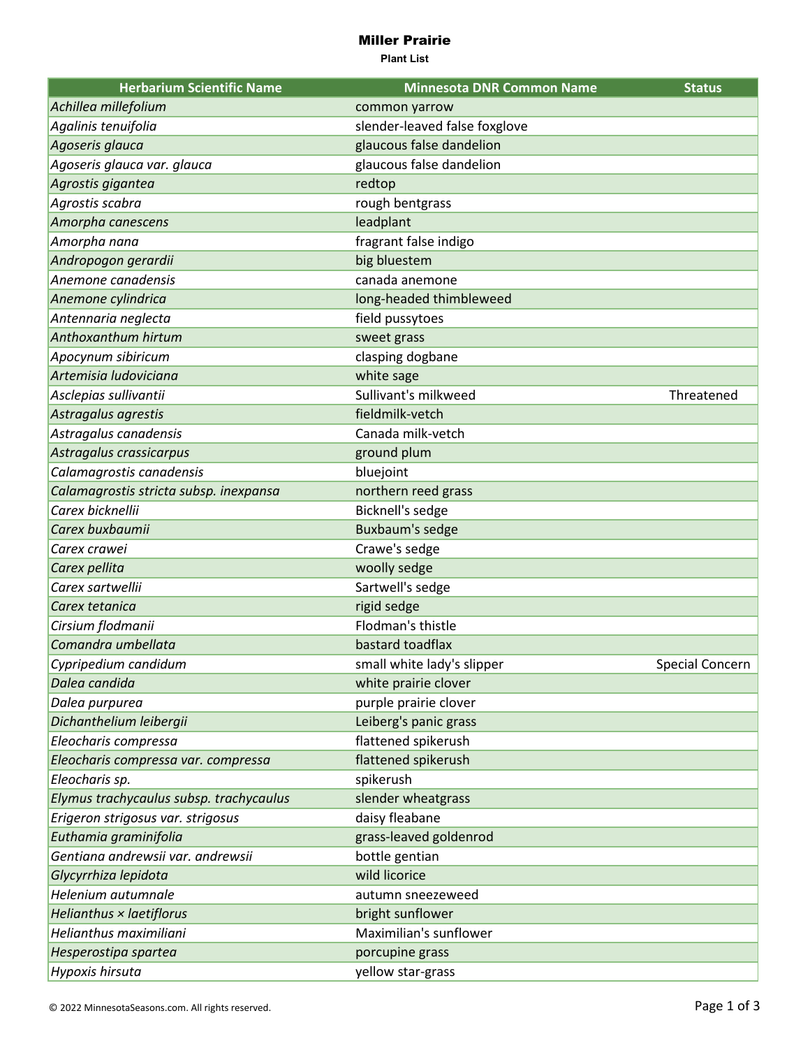# Miller Prairie

**Plant List**

| Herbarium Scientific Name | Minnesota DNR Common Name | Status |
|---|---|---|
| *Achillea millefolium* | common yarrow | |
| *Agalinis tenuifolia* | slender-leaved false foxglove | |
| *Agoseris glauca* | glaucous false dandelion | |
| *Agoseris glauca var. glauca* | glaucous false dandelion | |
| *Agrostis gigantea* | redtop | |
| *Agrostis scabra* | rough bentgrass | |
| *Amorpha canescens* | leadplant | |
| *Amorpha nana* | fragrant false indigo | |
| *Andropogon gerardii* | big bluestem | |
| *Anemone canadensis* | canada anemone | |
| *Anemone cylindrica* | long-headed thimbleweed | |
| *Antennaria neglecta* | field pussytoes | |
| *Anthoxanthum hirtum* | sweet grass | |
| *Apocynum sibiricum* | clasping dogbane | |
| *Artemisia ludoviciana* | white sage | |
| *Asclepias sullivantii* | Sullivant's milkweed | Threatened |
| *Astragalus agrestis* | fieldmilk-vetch | |
| *Astragalus canadensis* | Canada milk-vetch | |
| *Astragalus crassicarpus* | ground plum | |
| *Calamagrostis canadensis* | bluejoint | |
| *Calamagrostis stricta subsp. inexpansa* | northern reed grass | |
| *Carex bicknellii* | Bicknell's sedge | |
| *Carex buxbaumii* | Buxbaum's sedge | |
| *Carex crawei* | Crawe's sedge | |
| *Carex pellita* | woolly sedge | |
| *Carex sartwellii* | Sartwell's sedge | |
| *Carex tetanica* | rigid sedge | |
| *Cirsium flodmanii* | Flodman's thistle | |
| *Comandra umbellata* | bastard toadflax | |
| *Cypripedium candidum* | small white lady's slipper | Special Concern |
| *Dalea candida* | white prairie clover | |
| *Dalea purpurea* | purple prairie clover | |
| *Dichanthelium leibergii* | Leiberg's panic grass | |
| *Eleocharis compressa* | flattened spikerush | |
| *Eleocharis compressa var. compressa* | flattened spikerush | |
| *Eleocharis sp.* | spikerush | |
| *Elymus trachycaulus subsp. trachycaulus* | slender wheatgrass | |
| *Erigeron strigosus var. strigosus* | daisy fleabane | |
| *Euthamia graminifolia* | grass-leaved goldenrod | |
| *Gentiana andrewsii var. andrewsii* | bottle gentian | |
| *Glycyrrhiza lepidota* | wild licorice | |
| *Helenium autumnale* | autumn sneezeweed | |
| *Helianthus × laetiflorus* | bright sunflower | |
| *Helianthus maximiliani* | Maximilian's sunflower | |
| *Hesperostipa spartea* | porcupine grass | |
| *Hypoxis hirsuta* | yellow star-grass | |

© 2022 MinnesotaSeasons.com. All rights reserved.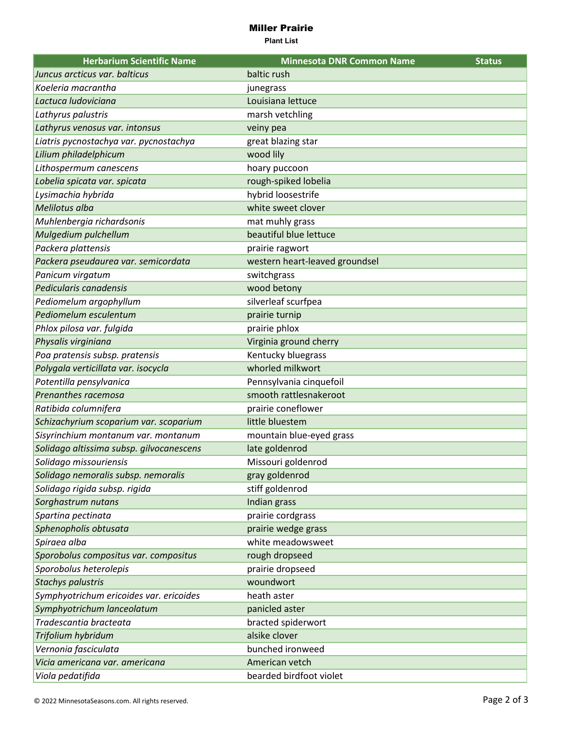# Miller Prairie

**Plant List**

| Herbarium Scientific Name | Minnesota DNR Common Name | Status |
|---|---|---|
| *Juncus arcticus var. balticus* | baltic rush | |
| *Koeleria macrantha* | junegrass | |
| *Lactuca ludoviciana* | Louisiana lettuce | |
| *Lathyrus palustris* | marsh vetchling | |
| *Lathyrus venosus var. intonsus* | veiny pea | |
| *Liatris pycnostachya var. pycnostachya* | great blazing star | |
| *Lilium philadelphicum* | wood lily | |
| *Lithospermum canescens* | hoary puccoon | |
| *Lobelia spicata var. spicata* | rough-spiked lobelia | |
| *Lysimachia hybrida* | hybrid loosestrife | |
| *Melilotus alba* | white sweet clover | |
| *Muhlenbergia richardsonis* | mat muhly grass | |
| *Mulgedium pulchellum* | beautiful blue lettuce | |
| *Packera plattensis* | prairie ragwort | |
| *Packera pseudaurea var. semicordata* | western heart-leaved groundsel | |
| *Panicum virgatum* | switchgrass | |
| *Pedicularis canadensis* | wood betony | |
| *Pediomelum argophyllum* | silverleaf scurfpea | |
| *Pediomelum esculentum* | prairie turnip | |
| *Phlox pilosa var. fulgida* | prairie phlox | |
| *Physalis virginiana* | Virginia ground cherry | |
| *Poa pratensis subsp. pratensis* | Kentucky bluegrass | |
| *Polygala verticillata var. isocycla* | whorled milkwort | |
| *Potentilla pensylvanica* | Pennsylvania cinquefoil | |
| *Prenanthes racemosa* | smooth rattlesnakeroot | |
| *Ratibida columnifera* | prairie coneflower | |
| *Schizachyrium scoparium var. scoparium* | little bluestem | |
| *Sisyrinchium montanum var. montanum* | mountain blue-eyed grass | |
| *Solidago altissima subsp. gilvocanescens* | late goldenrod | |
| *Solidago missouriensis* | Missouri goldenrod | |
| *Solidago nemoralis subsp. nemoralis* | gray goldenrod | |
| *Solidago rigida subsp. rigida* | stiff goldenrod | |
| *Sorghastrum nutans* | Indian grass | |
| *Spartina pectinata* | prairie cordgrass | |
| *Sphenopholis obtusata* | prairie wedge grass | |
| *Spiraea alba* | white meadowsweet | |
| *Sporobolus compositus var. compositus* | rough dropseed | |
| *Sporobolus heterolepis* | prairie dropseed | |
| *Stachys palustris* | woundwort | |
| *Symphyotrichum ericoides var. ericoides* | heath aster | |
| *Symphyotrichum lanceolatum* | panicled aster | |
| *Tradescantia bracteata* | bracted spiderwort | |
| *Trifolium hybridum* | alsike clover | |
| *Vernonia fasciculata* | bunched ironweed | |
| *Vicia americana var. americana* | American vetch | |
| *Viola pedatifida* | bearded birdfoot violet | |

© 2022 MinnesotaSeasons.com. All rights reserved.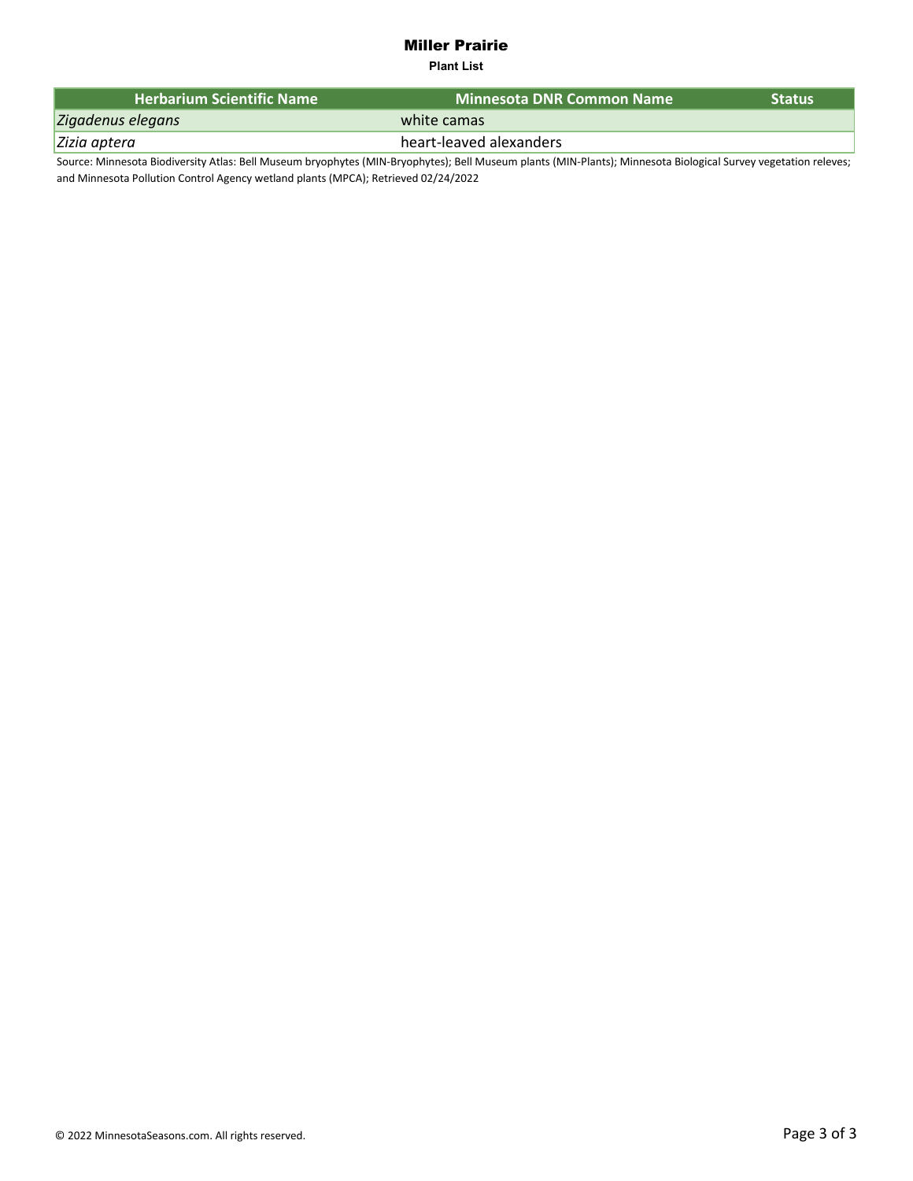# Miller Prairie

**Plant List**

| Herbarium Scientific Name | Minnesota DNR Common Name | Status |
|---|---|---|
| *Zigadenus elegans* | white camas | |
| *Zizia aptera* | heart-leaved alexanders | |

Source: Minnesota Biodiversity Atlas: Bell Museum bryophytes (MIN-Bryophytes); Bell Museum plants (MIN-Plants); Minnesota Biological Survey vegetation releves; and Minnesota Pollution Control Agency wetland plants (MPCA); Retrieved 02/24/2022

© 2022 MinnesotaSeasons.com. All rights reserved.